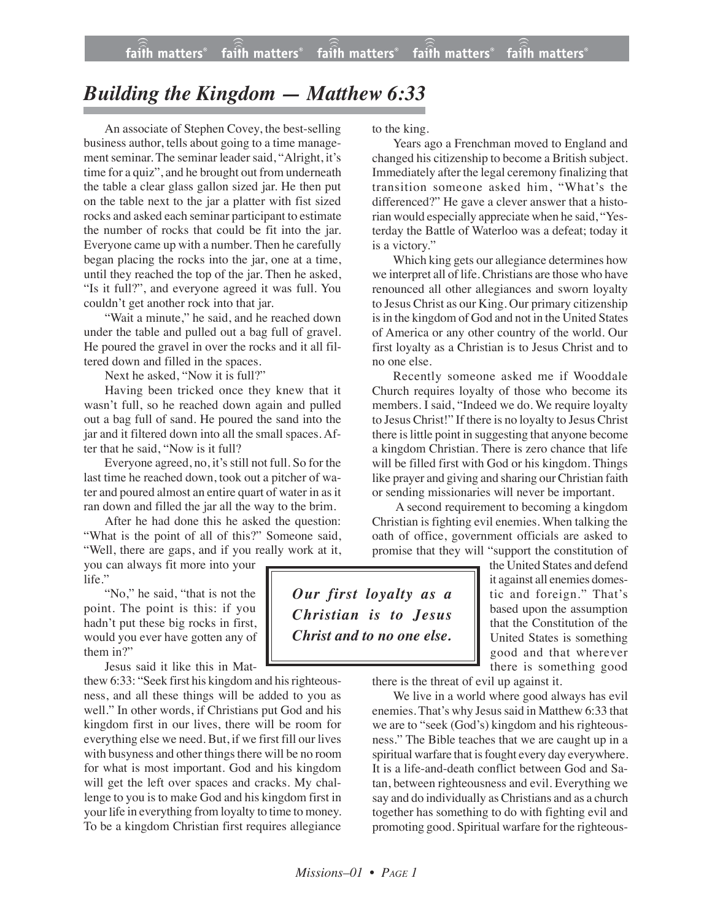# *Building the Kingdom — Matthew 6:33*

An associate of Stephen Covey, the best-selling business author, tells about going to a time management seminar. The seminar leader said, "Alright, it's time for a quiz", and he brought out from underneath the table a clear glass gallon sized jar. He then put on the table next to the jar a platter with fist sized rocks and asked each seminar participant to estimate the number of rocks that could be fit into the jar. Everyone came up with a number. Then he carefully began placing the rocks into the jar, one at a time, until they reached the top of the jar. Then he asked, "Is it full?", and everyone agreed it was full. You couldn't get another rock into that jar.

"Wait a minute," he said, and he reached down under the table and pulled out a bag full of gravel. He poured the gravel in over the rocks and it all filtered down and filled in the spaces.

Next he asked, "Now it is full?"

Having been tricked once they knew that it wasn't full, so he reached down again and pulled out a bag full of sand. He poured the sand into the jar and it filtered down into all the small spaces. After that he said, "Now is it full?

Everyone agreed, no, it's still not full. So for the last time he reached down, took out a pitcher of water and poured almost an entire quart of water in as it ran down and filled the jar all the way to the brim.

After he had done this he asked the question: "What is the point of all of this?" Someone said, "Well, there are gaps, and if you really work at it, you can always fit more into your life."

"No," he said, "that is not the point. The point is this: if you hadn't put these big rocks in first, would you ever have gotten any of them in?"

Jesus said it like this in Matthew 6:33: "Seek first his kingdom and his righteousness, and all these things will be added to you as well." In other words, if Christians put God and his kingdom first in our lives, there will be room for everything else we need. But, if we first fill our lives with busyness and other things there will be no room for what is most important. God and his kingdom will get the left over spaces and cracks. My challenge to you is to make God and his kingdom first in your life in everything from loyalty to time to money. To be a kingdom Christian first requires allegiance to the king.

Years ago a Frenchman moved to England and changed his citizenship to become a British subject. Immediately after the legal ceremony finalizing that transition someone asked him, "What's the differenced?" He gave a clever answer that a historian would especially appreciate when he said, "Yesterday the Battle of Waterloo was a defeat; today it is a victory."

Which king gets our allegiance determines how we interpret all of life. Christians are those who have renounced all other allegiances and sworn loyalty to Jesus Christ as our King. Our primary citizenship is in the kingdom of God and not in the United States of America or any other country of the world. Our first loyalty as a Christian is to Jesus Christ and to no one else.

Recently someone asked me if Wooddale Church requires loyalty of those who become its members. I said, "Indeed we do. We require loyalty to Jesus Christ!" If there is no loyalty to Jesus Christ there is little point in suggesting that anyone become a kingdom Christian. There is zero chance that life will be filled first with God or his kingdom. Things like prayer and giving and sharing our Christian faith or sending missionaries will never be important.

A second requirement to becoming a kingdom Christian is fighting evil enemies. When talking the oath of office, government officials are asked to promise that they will "support the constitution of the United States and defend it against all enemies domestic and foreign." That's based upon the assumption that the Constitution of the United States is something good and that wherever there is something good there is the threat of evil up against it.

> ***Our first loyalty as a Christian is to Jesus Christ and to no one else.***

We live in a world where good always has evil enemies. That's why Jesus said in Matthew 6:33 that we are to "seek (God's) kingdom and his righteousness." The Bible teaches that we are caught up in a spiritual warfare that is fought every day everywhere. It is a life-and-death conflict between God and Satan, between righteousness and evil. Everything we say and do individually as Christians and as a church together has something to do with fighting evil and promoting good. Spiritual warfare for the righteous-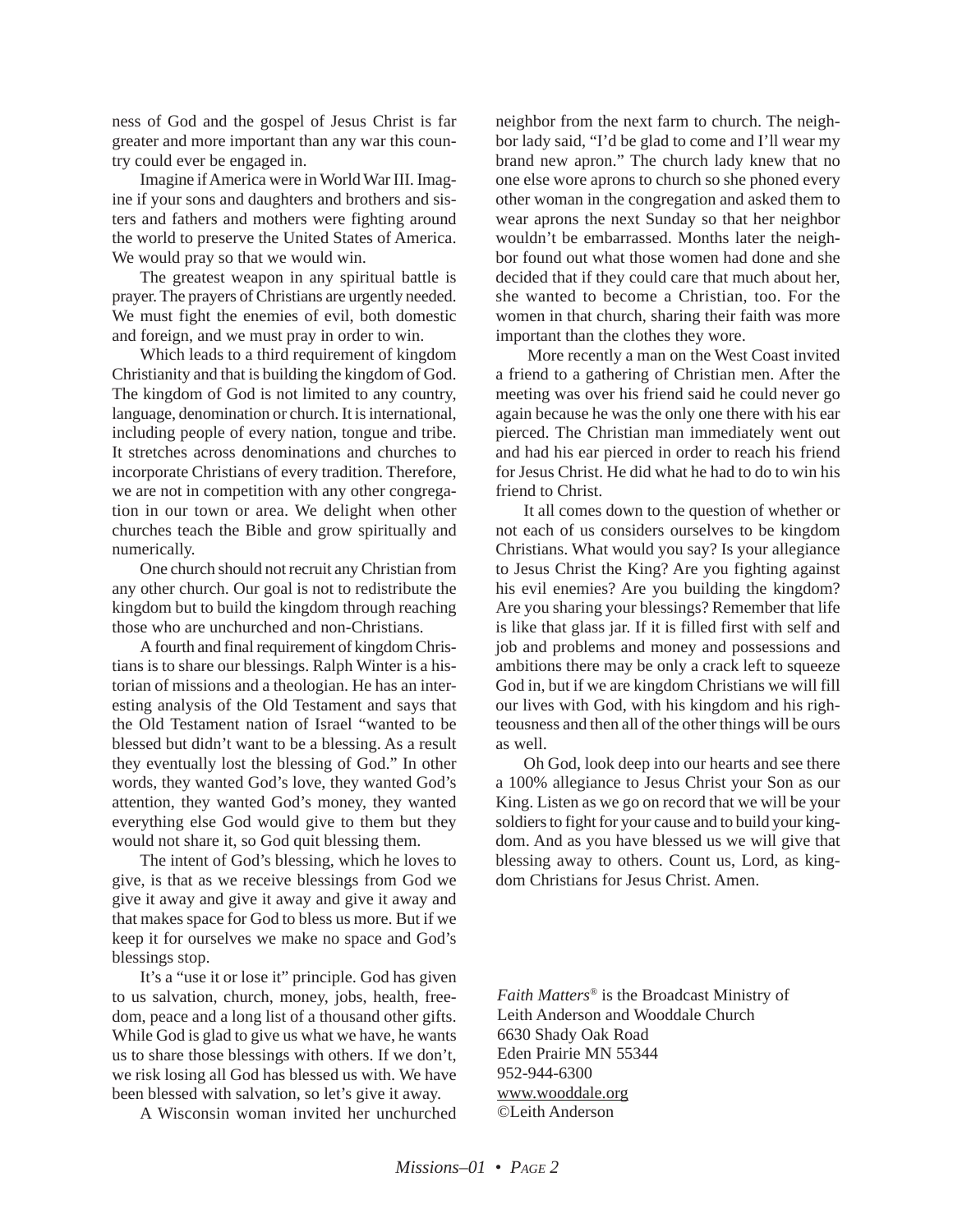ness of God and the gospel of Jesus Christ is far greater and more important than any war this country could ever be engaged in.

Imagine if America were in World War III. Imagine if your sons and daughters and brothers and sisters and fathers and mothers were fighting around the world to preserve the United States of America. We would pray so that we would win.

The greatest weapon in any spiritual battle is prayer. The prayers of Christians are urgently needed. We must fight the enemies of evil, both domestic and foreign, and we must pray in order to win.

Which leads to a third requirement of kingdom Christianity and that is building the kingdom of God. The kingdom of God is not limited to any country, language, denomination or church. It is international, including people of every nation, tongue and tribe. It stretches across denominations and churches to incorporate Christians of every tradition. Therefore, we are not in competition with any other congregation in our town or area. We delight when other churches teach the Bible and grow spiritually and numerically.

One church should not recruit any Christian from any other church. Our goal is not to redistribute the kingdom but to build the kingdom through reaching those who are unchurched and non-Christians.

A fourth and final requirement of kingdom Christians is to share our blessings. Ralph Winter is a historian of missions and a theologian. He has an interesting analysis of the Old Testament and says that the Old Testament nation of Israel "wanted to be blessed but didn't want to be a blessing. As a result they eventually lost the blessing of God." In other words, they wanted God's love, they wanted God's attention, they wanted God's money, they wanted everything else God would give to them but they would not share it, so God quit blessing them.

The intent of God's blessing, which he loves to give, is that as we receive blessings from God we give it away and give it away and give it away and that makes space for God to bless us more. But if we keep it for ourselves we make no space and God's blessings stop.

It's a "use it or lose it" principle. God has given to us salvation, church, money, jobs, health, freedom, peace and a long list of a thousand other gifts. While God is glad to give us what we have, he wants us to share those blessings with others. If we don't, we risk losing all God has blessed us with. We have been blessed with salvation, so let's give it away.

A Wisconsin woman invited her unchurched neighbor from the next farm to church. The neighbor lady said, "I'd be glad to come and I'll wear my brand new apron." The church lady knew that no one else wore aprons to church so she phoned every other woman in the congregation and asked them to wear aprons the next Sunday so that her neighbor wouldn't be embarrassed. Months later the neighbor found out what those women had done and she decided that if they could care that much about her, she wanted to become a Christian, too. For the women in that church, sharing their faith was more important than the clothes they wore.

More recently a man on the West Coast invited a friend to a gathering of Christian men. After the meeting was over his friend said he could never go again because he was the only one there with his ear pierced. The Christian man immediately went out and had his ear pierced in order to reach his friend for Jesus Christ. He did what he had to do to win his friend to Christ.

It all comes down to the question of whether or not each of us considers ourselves to be kingdom Christians. What would you say? Is your allegiance to Jesus Christ the King? Are you fighting against his evil enemies? Are you building the kingdom? Are you sharing your blessings? Remember that life is like that glass jar. If it is filled first with self and job and problems and money and possessions and ambitions there may be only a crack left to squeeze God in, but if we are kingdom Christians we will fill our lives with God, with his kingdom and his righteousness and then all of the other things will be ours as well.

Oh God, look deep into our hearts and see there a 100% allegiance to Jesus Christ your Son as our King. Listen as we go on record that we will be your soldiers to fight for your cause and to build your kingdom. And as you have blessed us we will give that blessing away to others. Count us, Lord, as kingdom Christians for Jesus Christ. Amen.

*Faith Matters*® is the Broadcast Ministry of
Leith Anderson and Wooddale Church
6630 Shady Oak Road
Eden Prairie MN 55344
952-944-6300
www.wooddale.org
©Leith Anderson